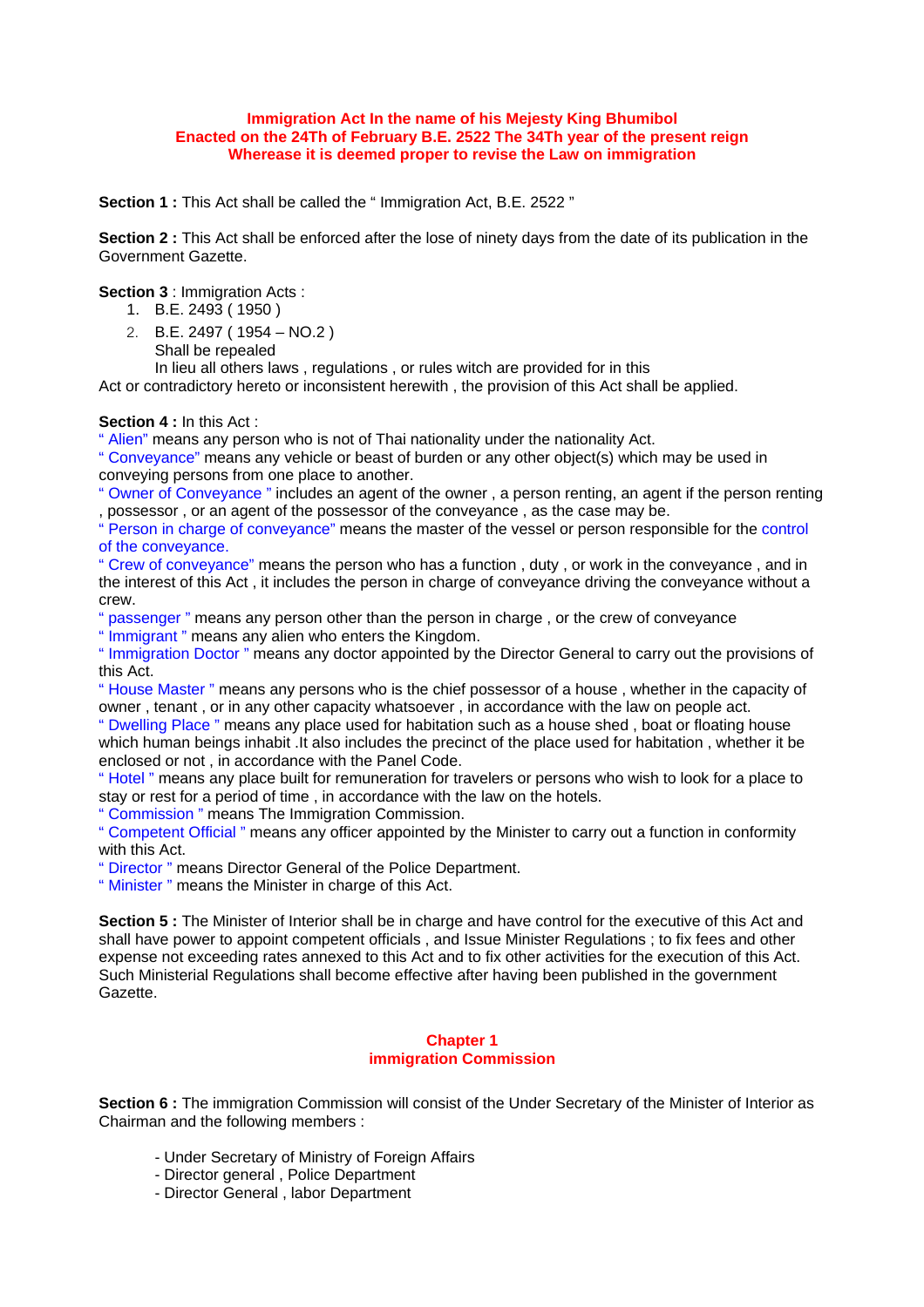**Immigration Act In the name of his Mejesty King Bhumibol**
**Enacted on the 24Th of February B.E. 2522 The 34Th year of the present reign**
**Whereasе it is deemed proper to revise the Law on immigration**

**Section 1 :** This Act shall be called the " Immigration Act, B.E. 2522 "

**Section 2 :** This Act shall be enforced after the lose of ninety days from the date of its publication in the Government Gazette.

**Section 3** : Immigration Acts :

1. B.E. 2493 ( 1950 )
2. B.E. 2497 ( 1954 – NO.2 )
   Shall be repealed
   In lieu all others laws , regulations , or rules witch are provided for in this

Act or contradictory hereto or inconsistent herewith , the provision of this Act shall be applied.

**Section 4 :** In this Act :
" Alien" means any person who is not of Thai nationality under the nationality Act.
" Conveyance" means any vehicle or beast of burden or any other object(s) which may be used in conveying persons from one place to another.
" Owner of Conveyance " includes an agent of the owner , a person renting, an agent if the person renting , possessor , or an agent of the possessor of the conveyance , as the case may be.
" Person in charge of conveyance" means the master of the vessel or person responsible for the control of the conveyance.
" Crew of conveyance" means the person who has a function , duty , or work in the conveyance , and in the interest of this Act , it includes the person in charge of conveyance driving the conveyance without a crew.
" passenger " means any person other than the person in charge , or the crew of conveyance
" Immigrant " means any alien who enters the Kingdom.
" Immigration Doctor " means any doctor appointed by the Director General to carry out the provisions of this Act.
" House Master " means any persons who is the chief possessor of a house , whether in the capacity of owner , tenant , or in any other capacity whatsoever , in accordance with the law on people act.
" Dwelling Place " means any place used for habitation such as a house shed , boat or floating house which human beings inhabit .It also includes the precinct of the place used for habitation , whether it be enclosed or not , in accordance with the Panel Code.
" Hotel " means any place built for remuneration for travelers or persons who wish to look for a place to stay or rest for a period of time , in accordance with the law on the hotels.
" Commission " means The Immigration Commission.
" Competent Official " means any officer appointed by the Minister to carry out a function in conformity with this Act.
" Director " means Director General of the Police Department.
" Minister " means the Minister in charge of this Act.

**Section 5 :** The Minister of Interior shall be in charge and have control for the executive of this Act and shall have power to appoint competent officials , and Issue Minister Regulations ; to fix fees and other expense not exceeding rates annexed to this Act and to fix other activities for the execution of this Act. Such Ministerial Regulations shall become effective after having been published in the government Gazette.

## Chapter 1
## immigration Commission

**Section 6 :** The immigration Commission will consist of the Under Secretary of the Minister of Interior as Chairman and the following members :

- Under Secretary of Ministry of Foreign Affairs
- Director general , Police Department
- Director General , labor Department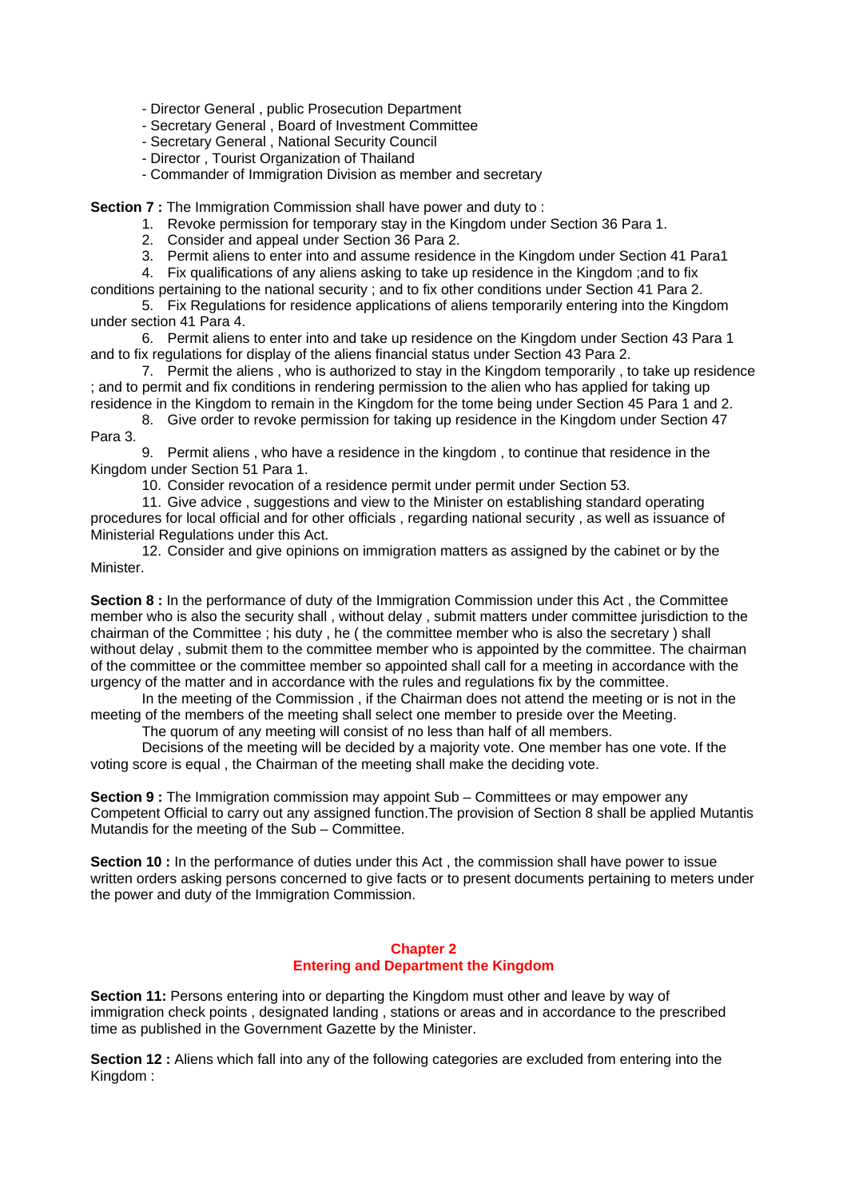- Director General , public Prosecution Department
- Secretary General , Board of Investment Committee
- Secretary General , National Security Council
- Director , Tourist Organization of Thailand
- Commander of Immigration Division as member and secretary

**Section 7 :** The Immigration Commission shall have power and duty to :

1. Revoke permission for temporary stay in the Kingdom under Section 36 Para 1.
2. Consider and appeal under Section 36 Para 2.
3. Permit aliens to enter into and assume residence in the Kingdom under Section 41 Para1
4. Fix qualifications of any aliens asking to take up residence in the Kingdom ;and to fix conditions pertaining to the national security ; and to fix other conditions under Section 41 Para 2.
5. Fix Regulations for residence applications of aliens temporarily entering into the Kingdom under section 41 Para 4.
6. Permit aliens to enter into and take up residence on the Kingdom under Section 43 Para 1 and to fix regulations for display of the aliens financial status under Section 43 Para 2.
7. Permit the aliens , who is authorized to stay in the Kingdom temporarily , to take up residence ; and to permit and fix conditions in rendering permission to the alien who has applied for taking up residence in the Kingdom to remain in the Kingdom for the tome being under Section 45 Para 1 and 2.
8. Give order to revoke permission for taking up residence in the Kingdom under Section 47 Para 3.
9. Permit aliens , who have a residence in the kingdom , to continue that residence in the Kingdom under Section 51 Para 1.
10. Consider revocation of a residence permit under permit under Section 53.
11. Give advice , suggestions and view to the Minister on establishing standard operating procedures for local official and for other officials , regarding national security , as well as issuance of Ministerial Regulations under this Act.
12. Consider and give opinions on immigration matters as assigned by the cabinet or by the Minister.

**Section 8 :** In the performance of duty of the Immigration Commission under this Act , the Committee member who is also the security shall , without delay , submit matters under committee jurisdiction to the chairman of the Committee ; his duty , he ( the committee member who is also the secretary ) shall without delay , submit them to the committee member who is appointed by the committee. The chairman of the committee or the committee member so appointed shall call for a meeting in accordance with the urgency of the matter and in accordance with the rules and regulations fix by the committee.

In the meeting of the Commission , if the Chairman does not attend the meeting or is not in the meeting of the members of the meeting shall select one member to preside over the Meeting.

The quorum of any meeting will consist of no less than half of all members.

Decisions of the meeting will be decided by a majority vote. One member has one vote. If the voting score is equal , the Chairman of the meeting shall make the deciding vote.

**Section 9 :** The Immigration commission may appoint Sub – Committees or may empower any Competent Official to carry out any assigned function.The provision of Section 8 shall be applied Mutantis Mutandis for the meeting of the Sub – Committee.

**Section 10 :** In the performance of duties under this Act , the commission shall have power to issue written orders asking persons concerned to give facts or to present documents pertaining to meters under the power and duty of the Immigration Commission.

## Chapter 2
## Entering and Department the Kingdom

**Section 11:** Persons entering into or departing the Kingdom must other and leave by way of immigration check points , designated landing , stations or areas and in accordance to the prescribed time as published in the Government Gazette by the Minister.

**Section 12 :** Aliens which fall into any of the following categories are excluded from entering into the Kingdom :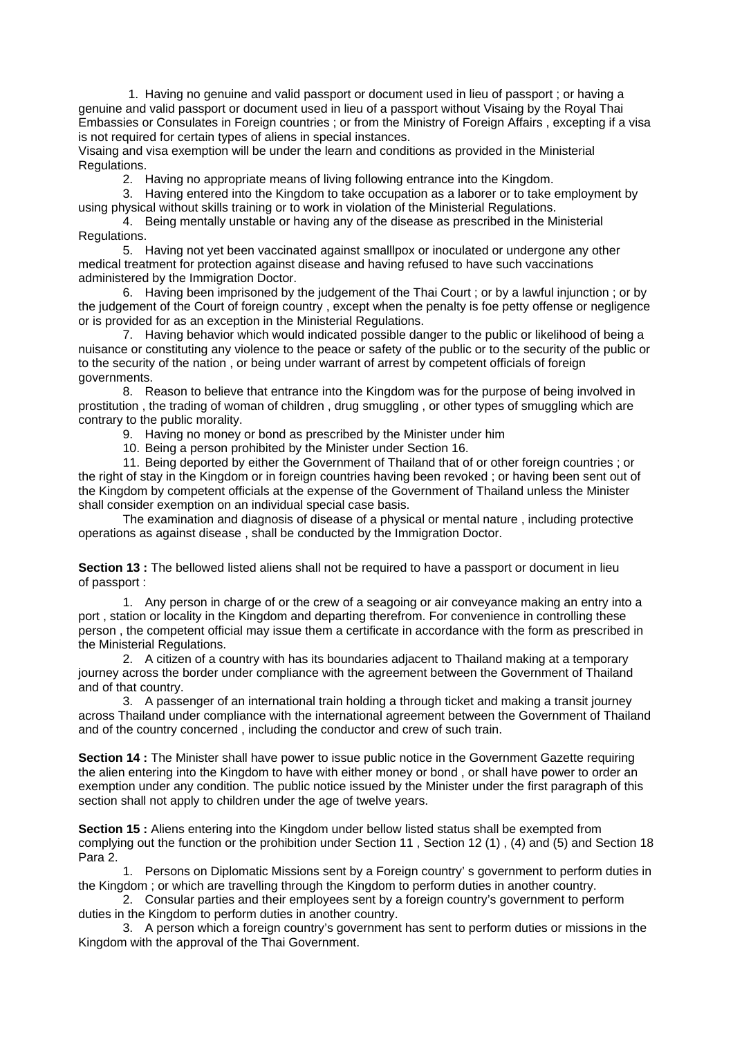1. Having no genuine and valid passport or document used in lieu of passport ; or having a genuine and valid passport or document used in lieu of a passport without Visaing by the Royal Thai Embassies or Consulates in Foreign countries ; or from the Ministry of Foreign Affairs , excepting if a visa is not required for certain types of aliens in special instances.

Visaing and visa exemption will be under the learn and conditions as provided in the Ministerial Regulations.

2. Having no appropriate means of living following entrance into the Kingdom.
3. Having entered into the Kingdom to take occupation as a laborer or to take employment by using physical without skills training or to work in violation of the Ministerial Regulations.
4. Being mentally unstable or having any of the disease as prescribed in the Ministerial Regulations.
5. Having not yet been vaccinated against smalllpox or inoculated or undergone any other medical treatment for protection against disease and having refused to have such vaccinations administered by the Immigration Doctor.
6. Having been imprisoned by the judgement of the Thai Court ; or by a lawful injunction ; or by the judgement of the Court of foreign country , except when the penalty is foe petty offense or negligence or is provided for as an exception in the Ministerial Regulations.
7. Having behavior which would indicated possible danger to the public or likelihood of being a nuisance or constituting any violence to the peace or safety of the public or to the security of the public or to the security of the nation , or being under warrant of arrest by competent officials of foreign governments.
8. Reason to believe that entrance into the Kingdom was for the purpose of being involved in prostitution , the trading of woman of children , drug smuggling , or other types of smuggling which are contrary to the public morality.
9. Having no money or bond as prescribed by the Minister under him
10. Being a person prohibited by the Minister under Section 16.
11. Being deported by either the Government of Thailand that of or other foreign countries ; or the right of stay in the Kingdom or in foreign countries having been revoked ; or having been sent out of the Kingdom by competent officials at the expense of the Government of Thailand unless the Minister shall consider exemption on an individual special case basis.

The examination and diagnosis of disease of a physical or mental nature , including protective operations as against disease , shall be conducted by the Immigration Doctor.

**Section 13 :** The bellowed listed aliens shall not be required to have a passport or document in lieu of passport :

1. Any person in charge of or the crew of a seagoing or air conveyance making an entry into a port , station or locality in the Kingdom and departing therefrom. For convenience in controlling these person , the competent official may issue them a certificate in accordance with the form as prescribed in the Ministerial Regulations.
2. A citizen of a country with has its boundaries adjacent to Thailand making at a temporary journey across the border under compliance with the agreement between the Government of Thailand and of that country.
3. A passenger of an international train holding a through ticket and making a transit journey across Thailand under compliance with the international agreement between the Government of Thailand and of the country concerned , including the conductor and crew of such train.

**Section 14 :** The Minister shall have power to issue public notice in the Government Gazette requiring the alien entering into the Kingdom to have with either money or bond , or shall have power to order an exemption under any condition. The public notice issued by the Minister under the first paragraph of this section shall not apply to children under the age of twelve years.

**Section 15 :** Aliens entering into the Kingdom under bellow listed status shall be exempted from complying out the function or the prohibition under Section 11 , Section 12 (1) , (4) and (5) and Section 18 Para 2.

1. Persons on Diplomatic Missions sent by a Foreign country' s government to perform duties in the Kingdom ; or which are travelling through the Kingdom to perform duties in another country.
2. Consular parties and their employees sent by a foreign country's government to perform duties in the Kingdom to perform duties in another country.
3. A person which a foreign country's government has sent to perform duties or missions in the Kingdom with the approval of the Thai Government.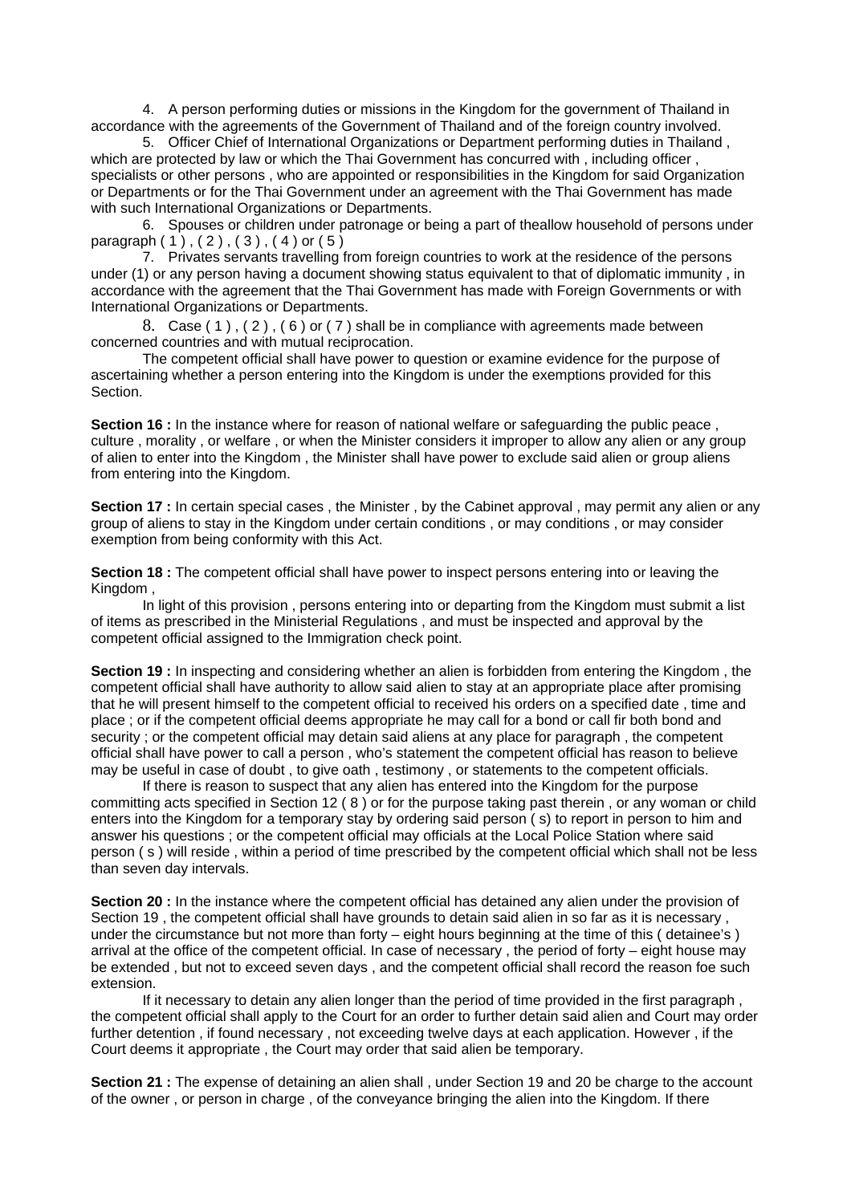4. A person performing duties or missions in the Kingdom for the government of Thailand in accordance with the agreements of the Government of Thailand and of the foreign country involved.

5. Officer Chief of International Organizations or Department performing duties in Thailand , which are protected by law or which the Thai Government has concurred with , including officer , specialists or other persons , who are appointed or responsibilities in the Kingdom for said Organization or Departments or for the Thai Government under an agreement with the Thai Government has made with such International Organizations or Departments.

6. Spouses or children under patronage or being a part of theallow household of persons under paragraph ( 1 ) , ( 2 ) , ( 3 ) , ( 4 ) or ( 5 )

7. Privates servants travelling from foreign countries to work at the residence of the persons under (1) or any person having a document showing status equivalent to that of diplomatic immunity , in accordance with the agreement that the Thai Government has made with Foreign Governments or with International Organizations or Departments.

8. Case ( 1 ) , ( 2 ) , ( 6 ) or ( 7 ) shall be in compliance with agreements made between concerned countries and with mutual reciprocation.

The competent official shall have power to question or examine evidence for the purpose of ascertaining whether a person entering into the Kingdom is under the exemptions provided for this Section.

**Section 16 :** In the instance where for reason of national welfare or safeguarding the public peace , culture , morality , or welfare , or when the Minister considers it improper to allow any alien or any group of alien to enter into the Kingdom , the Minister shall have power to exclude said alien or group aliens from entering into the Kingdom.

**Section 17 :** In certain special cases , the Minister , by the Cabinet approval , may permit any alien or any group of aliens to stay in the Kingdom under certain conditions , or may conditions , or may consider exemption from being conformity with this Act.

**Section 18 :** The competent official shall have power to inspect persons entering into or leaving the Kingdom ,

In light of this provision , persons entering into or departing from the Kingdom must submit a list of items as prescribed in the Ministerial Regulations , and must be inspected and approval by the competent official assigned to the Immigration check point.

**Section 19 :** In inspecting and considering whether an alien is forbidden from entering the Kingdom , the competent official shall have authority to allow said alien to stay at an appropriate place after promising that he will present himself to the competent official to received his orders on a specified date , time and place ; or if the competent official deems appropriate he may call for a bond or call fir both bond and security ; or the competent official may detain said aliens at any place for paragraph , the competent official shall have power to call a person , who's statement the competent official has reason to believe may be useful in case of doubt , to give oath , testimony , or statements to the competent officials.

If there is reason to suspect that any alien has entered into the Kingdom for the purpose committing acts specified in Section 12 ( 8 ) or for the purpose taking past therein , or any woman or child enters into the Kingdom for a temporary stay by ordering said person ( s) to report in person to him and answer his questions ; or the competent official may officials at the Local Police Station where said person ( s ) will reside , within a period of time prescribed by the competent official which shall not be less than seven day intervals.

**Section 20 :** In the instance where the competent official has detained any alien under the provision of Section 19 , the competent official shall have grounds to detain said alien in so far as it is necessary , under the circumstance but not more than forty – eight hours beginning at the time of this ( detainee's ) arrival at the office of the competent official. In case of necessary , the period of forty – eight house may be extended , but not to exceed seven days , and the competent official shall record the reason foe such extension.

If it necessary to detain any alien longer than the period of time provided in the first paragraph , the competent official shall apply to the Court for an order to further detain said alien and Court may order further detention , if found necessary , not exceeding twelve days at each application. However , if the Court deems it appropriate , the Court may order that said alien be temporary.

**Section 21 :** The expense of detaining an alien shall , under Section 19 and 20 be charge to the account of the owner , or person in charge , of the conveyance bringing the alien into the Kingdom. If there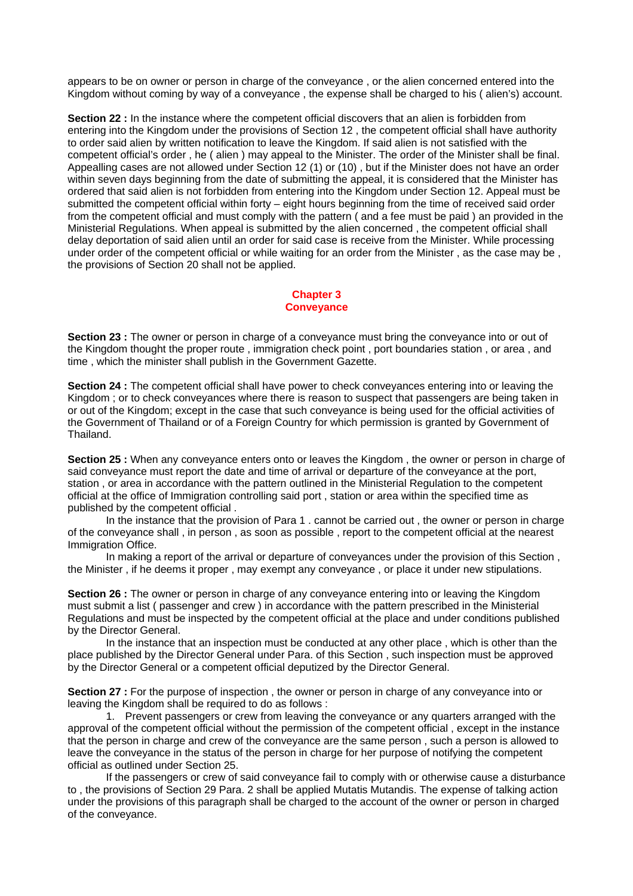appears to be on owner or person in charge of the conveyance , or the alien concerned entered into the Kingdom without coming by way of a conveyance , the expense shall be charged to his ( alien's) account.

**Section 22 :** In the instance where the competent official discovers that an alien is forbidden from entering into the Kingdom under the provisions of Section 12 , the competent official shall have authority to order said alien by written notification to leave the Kingdom. If said alien is not satisfied with the competent official's order , he ( alien ) may appeal to the Minister. The order of the Minister shall be final. Appealling cases are not allowed under Section 12 (1) or (10) , but if the Minister does not have an order within seven days beginning from the date of submitting the appeal, it is considered that the Minister has ordered that said alien is not forbidden from entering into the Kingdom under Section 12. Appeal must be submitted the competent official within forty – eight hours beginning from the time of received said order from the competent official and must comply with the pattern ( and a fee must be paid ) an provided in the Ministerial Regulations. When appeal is submitted by the alien concerned , the competent official shall delay deportation of said alien until an order for said case is receive from the Minister. While processing under order of the competent official or while waiting for an order from the Minister , as the case may be , the provisions of Section 20 shall not be applied.

## Chapter 3
## Conveyance

**Section 23 :** The owner or person in charge of a conveyance must bring the conveyance into or out of the Kingdom thought the proper route , immigration check point , port boundaries station , or area , and time , which the minister shall publish in the Government Gazette.

**Section 24 :** The competent official shall have power to check conveyances entering into or leaving the Kingdom ; or to check conveyances where there is reason to suspect that passengers are being taken in or out of the Kingdom; except in the case that such conveyance is being used for the official activities of the Government of Thailand or of a Foreign Country for which permission is granted by Government of Thailand.

**Section 25 :** When any conveyance enters onto or leaves the Kingdom , the owner or person in charge of said conveyance must report the date and time of arrival or departure of the conveyance at the port, station , or area in accordance with the pattern outlined in the Ministerial Regulation to the competent official at the office of Immigration controlling said port , station or area within the specified time as published by the competent official .

In the instance that the provision of Para 1 . cannot be carried out , the owner or person in charge of the conveyance shall , in person , as soon as possible , report to the competent official at the nearest Immigration Office.

In making a report of the arrival or departure of conveyances under the provision of this Section , the Minister , if he deems it proper , may exempt any conveyance , or place it under new stipulations.

**Section 26 :** The owner or person in charge of any conveyance entering into or leaving the Kingdom must submit a list ( passenger and crew ) in accordance with the pattern prescribed in the Ministerial Regulations and must be inspected by the competent official at the place and under conditions published by the Director General.

In the instance that an inspection must be conducted at any other place , which is other than the place published by the Director General under Para. of this Section , such inspection must be approved by the Director General or a competent official deputized by the Director General.

**Section 27 :** For the purpose of inspection , the owner or person in charge of any conveyance into or leaving the Kingdom shall be required to do as follows :

1. Prevent passengers or crew from leaving the conveyance or any quarters arranged with the approval of the competent official without the permission of the competent official , except in the instance that the person in charge and crew of the conveyance are the same person , such a person is allowed to leave the conveyance in the status of the person in charge for her purpose of notifying the competent official as outlined under Section 25.

If the passengers or crew of said conveyance fail to comply with or otherwise cause a disturbance to , the provisions of Section 29 Para. 2 shall be applied Mutatis Mutandis. The expense of talking action under the provisions of this paragraph shall be charged to the account of the owner or person in charged of the conveyance.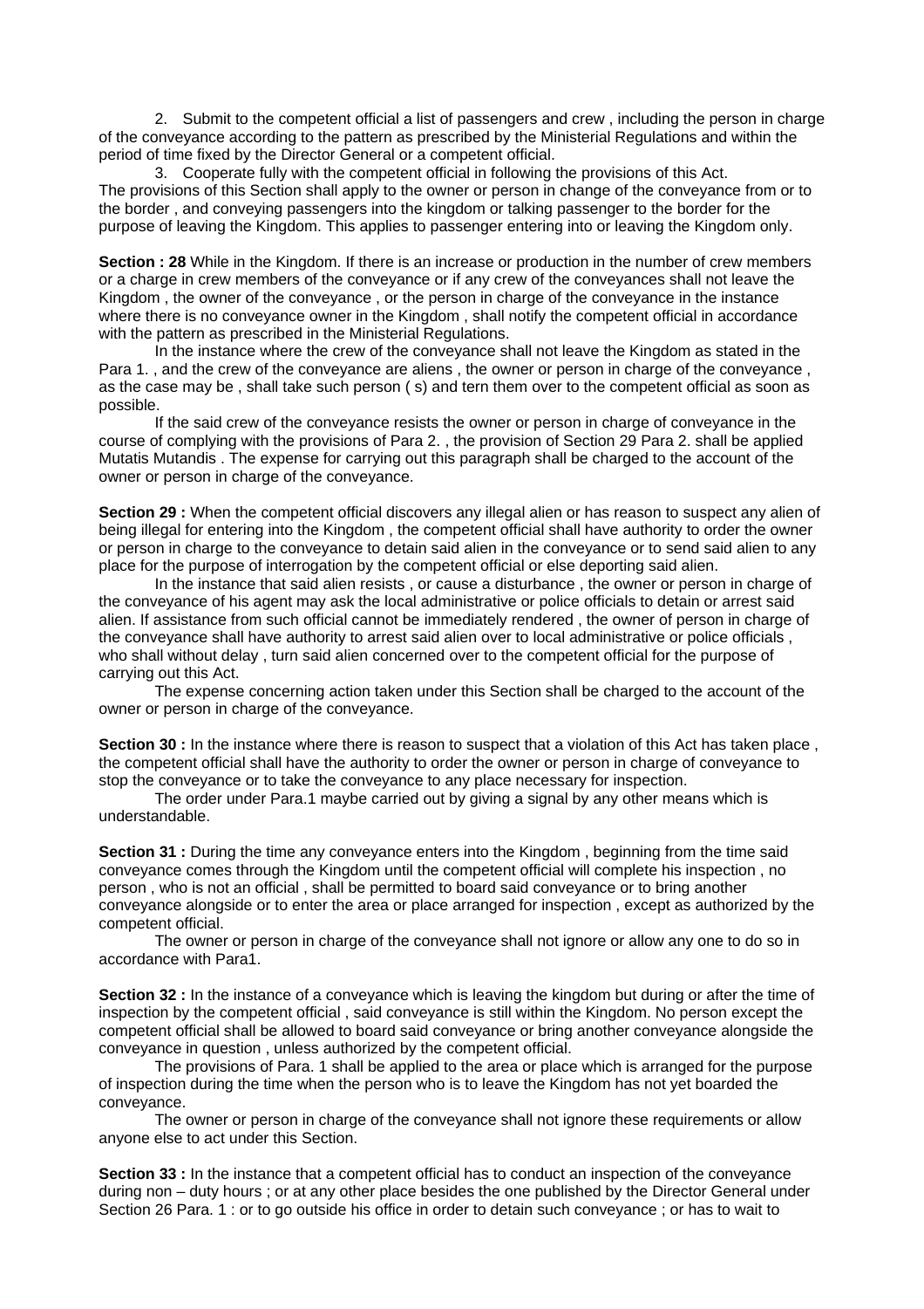2. Submit to the competent official a list of passengers and crew , including the person in charge of the conveyance according to the pattern as prescribed by the Ministerial Regulations and within the period of time fixed by the Director General or a competent official.

3. Cooperate fully with the competent official in following the provisions of this Act.

The provisions of this Section shall apply to the owner or person in change of the conveyance from or to the border , and conveying passengers into the kingdom or talking passenger to the border for the purpose of leaving the Kingdom. This applies to passenger entering into or leaving the Kingdom only.

**Section : 28** While in the Kingdom. If there is an increase or production in the number of crew members or a charge in crew members of the conveyance or if any crew of the conveyances shall not leave the Kingdom , the owner of the conveyance , or the person in charge of the conveyance in the instance where there is no conveyance owner in the Kingdom , shall notify the competent official in accordance with the pattern as prescribed in the Ministerial Regulations.

In the instance where the crew of the conveyance shall not leave the Kingdom as stated in the Para 1. , and the crew of the conveyance are aliens , the owner or person in charge of the conveyance , as the case may be , shall take such person ( s) and tern them over to the competent official as soon as possible.

If the said crew of the conveyance resists the owner or person in charge of conveyance in the course of complying with the provisions of Para 2. , the provision of Section 29 Para 2. shall be applied Mutatis Mutandis . The expense for carrying out this paragraph shall be charged to the account of the owner or person in charge of the conveyance.

**Section 29 :** When the competent official discovers any illegal alien or has reason to suspect any alien of being illegal for entering into the Kingdom , the competent official shall have authority to order the owner or person in charge to the conveyance to detain said alien in the conveyance or to send said alien to any place for the purpose of interrogation by the competent official or else deporting said alien.

In the instance that said alien resists , or cause a disturbance , the owner or person in charge of the conveyance of his agent may ask the local administrative or police officials to detain or arrest said alien. If assistance from such official cannot be immediately rendered , the owner of person in charge of the conveyance shall have authority to arrest said alien over to local administrative or police officials , who shall without delay , turn said alien concerned over to the competent official for the purpose of carrying out this Act.

The expense concerning action taken under this Section shall be charged to the account of the owner or person in charge of the conveyance.

**Section 30 :** In the instance where there is reason to suspect that a violation of this Act has taken place , the competent official shall have the authority to order the owner or person in charge of conveyance to stop the conveyance or to take the conveyance to any place necessary for inspection.

The order under Para.1 maybe carried out by giving a signal by any other means which is understandable.

**Section 31 :** During the time any conveyance enters into the Kingdom , beginning from the time said conveyance comes through the Kingdom until the competent official will complete his inspection , no person , who is not an official , shall be permitted to board said conveyance or to bring another conveyance alongside or to enter the area or place arranged for inspection , except as authorized by the competent official.

The owner or person in charge of the conveyance shall not ignore or allow any one to do so in accordance with Para1.

**Section 32 :** In the instance of a conveyance which is leaving the kingdom but during or after the time of inspection by the competent official , said conveyance is still within the Kingdom. No person except the competent official shall be allowed to board said conveyance or bring another conveyance alongside the conveyance in question , unless authorized by the competent official.

The provisions of Para. 1 shall be applied to the area or place which is arranged for the purpose of inspection during the time when the person who is to leave the Kingdom has not yet boarded the conveyance.

The owner or person in charge of the conveyance shall not ignore these requirements or allow anyone else to act under this Section.

**Section 33 :** In the instance that a competent official has to conduct an inspection of the conveyance during non – duty hours ; or at any other place besides the one published by the Director General under Section 26 Para. 1 : or to go outside his office in order to detain such conveyance ; or has to wait to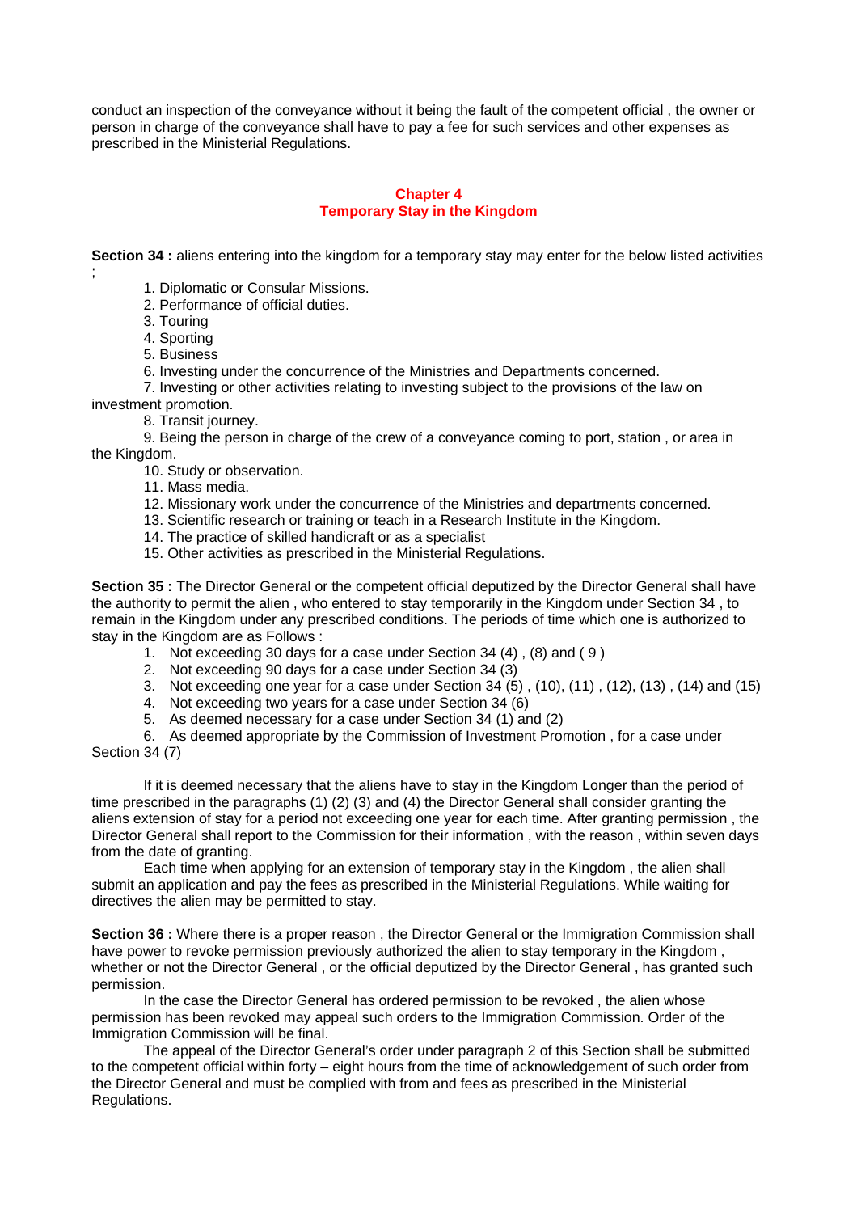conduct an inspection of the conveyance without it being the fault of the competent official , the owner or person in charge of the conveyance shall have to pay a fee for such services and other expenses as prescribed in the Ministerial Regulations.

## Chapter 4
## Temporary Stay in the Kingdom

**Section 34 :** aliens entering into the kingdom for a temporary stay may enter for the below listed activities ;

1. Diplomatic or Consular Missions.
2. Performance of official duties.
3. Touring
4. Sporting
5. Business
6. Investing under the concurrence of the Ministries and Departments concerned.
7. Investing or other activities relating to investing subject to the provisions of the law on investment promotion.
8. Transit journey.
9. Being the person in charge of the crew of a conveyance coming to port, station , or area in the Kingdom.
10. Study or observation.
11. Mass media.
12. Missionary work under the concurrence of the Ministries and departments concerned.
13. Scientific research or training or teach in a Research Institute in the Kingdom.
14. The practice of skilled handicraft or as a specialist
15. Other activities as prescribed in the Ministerial Regulations.

**Section 35 :** The Director General or the competent official deputized by the Director General shall have the authority to permit the alien , who entered to stay temporarily in the Kingdom under Section 34 , to remain in the Kingdom under any prescribed conditions. The periods of time which one is authorized to stay in the Kingdom are as Follows :

1. Not exceeding 30 days for a case under Section 34 (4) , (8) and ( 9 )
2. Not exceeding 90 days for a case under Section 34 (3)
3. Not exceeding one year for a case under Section 34 (5) , (10), (11) , (12), (13) , (14) and (15)
4. Not exceeding two years for a case under Section 34 (6)
5. As deemed necessary for a case under Section 34 (1) and (2)
6. As deemed appropriate by the Commission of Investment Promotion , for a case under Section 34 (7)

If it is deemed necessary that the aliens have to stay in the Kingdom Longer than the period of time prescribed in the paragraphs (1) (2) (3) and (4) the Director General shall consider granting the aliens extension of stay for a period not exceeding one year for each time. After granting permission , the Director General shall report to the Commission for their information , with the reason , within seven days from the date of granting.

Each time when applying for an extension of temporary stay in the Kingdom , the alien shall submit an application and pay the fees as prescribed in the Ministerial Regulations. While waiting for directives the alien may be permitted to stay.

**Section 36 :** Where there is a proper reason , the Director General or the Immigration Commission shall have power to revoke permission previously authorized the alien to stay temporary in the Kingdom , whether or not the Director General , or the official deputized by the Director General , has granted such permission.

In the case the Director General has ordered permission to be revoked , the alien whose permission has been revoked may appeal such orders to the Immigration Commission. Order of the Immigration Commission will be final.

The appeal of the Director General's order under paragraph 2 of this Section shall be submitted to the competent official within forty – eight hours from the time of acknowledgement of such order from the Director General and must be complied with from and fees as prescribed in the Ministerial Regulations.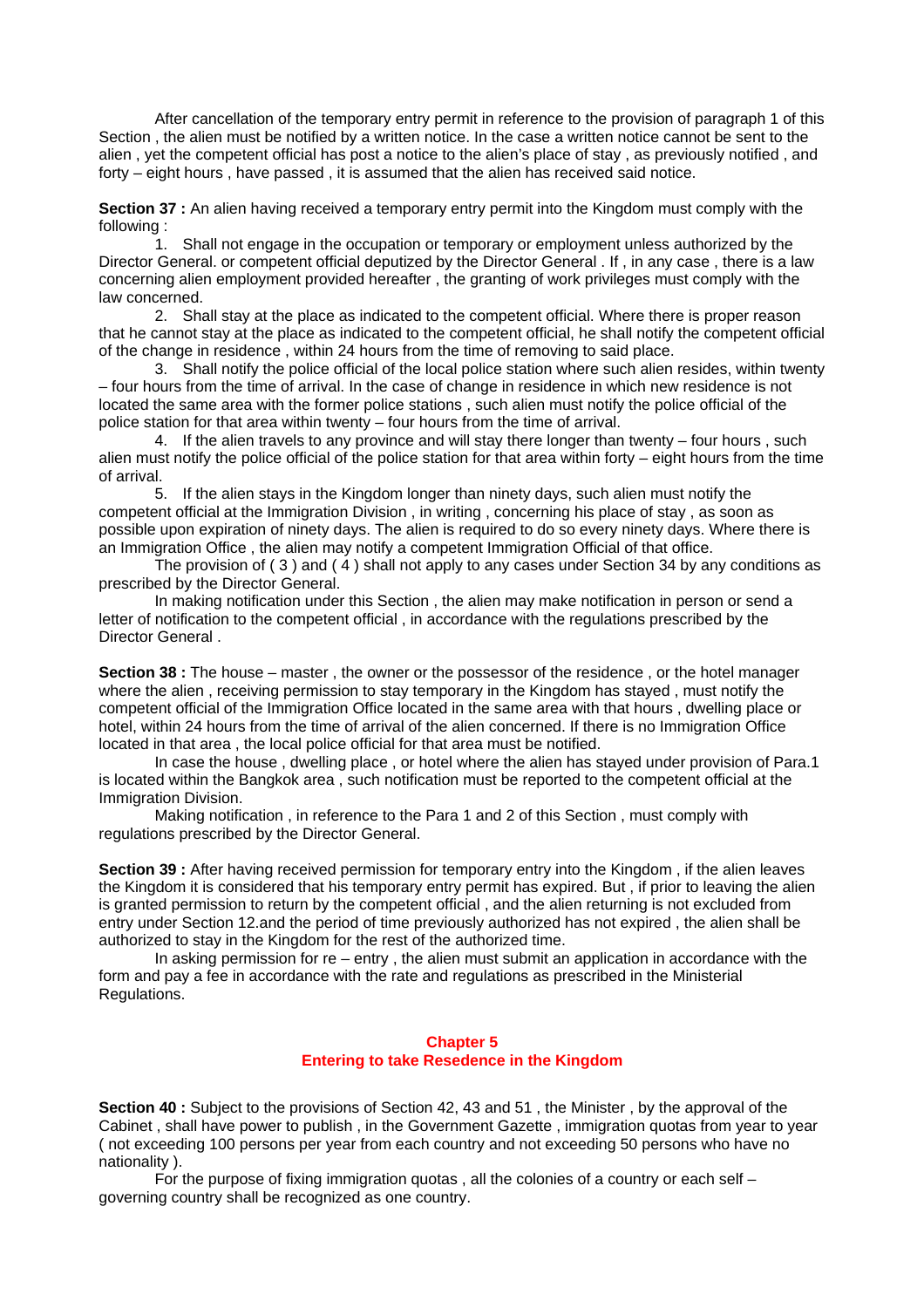After cancellation of the temporary entry permit in reference to the provision of paragraph 1 of this Section , the alien must be notified by a written notice. In the case a written notice cannot be sent to the alien , yet the competent official has post a notice to the alien's place of stay , as previously notified , and forty – eight hours , have passed , it is assumed that the alien has received said notice.

**Section 37 :** An alien having received a temporary entry permit into the Kingdom must comply with the following :

1. Shall not engage in the occupation or temporary or employment unless authorized by the Director General. or competent official deputized by the Director General . If , in any case , there is a law concerning alien employment provided hereafter , the granting of work privileges must comply with the law concerned.
2. Shall stay at the place as indicated to the competent official. Where there is proper reason that he cannot stay at the place as indicated to the competent official, he shall notify the competent official of the change in residence , within 24 hours from the time of removing to said place.
3. Shall notify the police official of the local police station where such alien resides, within twenty – four hours from the time of arrival. In the case of change in residence in which new residence is not located the same area with the former police stations , such alien must notify the police official of the police station for that area within twenty – four hours from the time of arrival.
4. If the alien travels to any province and will stay there longer than twenty – four hours , such alien must notify the police official of the police station for that area within forty – eight hours from the time of arrival.
5. If the alien stays in the Kingdom longer than ninety days, such alien must notify the competent official at the Immigration Division , in writing , concerning his place of stay , as soon as possible upon expiration of ninety days. The alien is required to do so every ninety days. Where there is an Immigration Office , the alien may notify a competent Immigration Official of that office.

The provision of ( 3 ) and ( 4 ) shall not apply to any cases under Section 34 by any conditions as prescribed by the Director General.

In making notification under this Section , the alien may make notification in person or send a letter of notification to the competent official , in accordance with the regulations prescribed by the Director General .

**Section 38 :** The house – master , the owner or the possessor of the residence , or the hotel manager where the alien , receiving permission to stay temporary in the Kingdom has stayed , must notify the competent official of the Immigration Office located in the same area with that hours , dwelling place or hotel, within 24 hours from the time of arrival of the alien concerned. If there is no Immigration Office located in that area , the local police official for that area must be notified.

In case the house , dwelling place , or hotel where the alien has stayed under provision of Para.1 is located within the Bangkok area , such notification must be reported to the competent official at the Immigration Division.

Making notification , in reference to the Para 1 and 2 of this Section , must comply with regulations prescribed by the Director General.

**Section 39 :** After having received permission for temporary entry into the Kingdom , if the alien leaves the Kingdom it is considered that his temporary entry permit has expired. But , if prior to leaving the alien is granted permission to return by the competent official , and the alien returning is not excluded from entry under Section 12.and the period of time previously authorized has not expired , the alien shall be authorized to stay in the Kingdom for the rest of the authorized time.

In asking permission for re – entry , the alien must submit an application in accordance with the form and pay a fee in accordance with the rate and regulations as prescribed in the Ministerial Regulations.

## Chapter 5
## Entering to take Resedence in the Kingdom

**Section 40 :** Subject to the provisions of Section 42, 43 and 51 , the Minister , by the approval of the Cabinet , shall have power to publish , in the Government Gazette , immigration quotas from year to year ( not exceeding 100 persons per year from each country and not exceeding 50 persons who have no nationality ).

For the purpose of fixing immigration quotas , all the colonies of a country or each self – governing country shall be recognized as one country.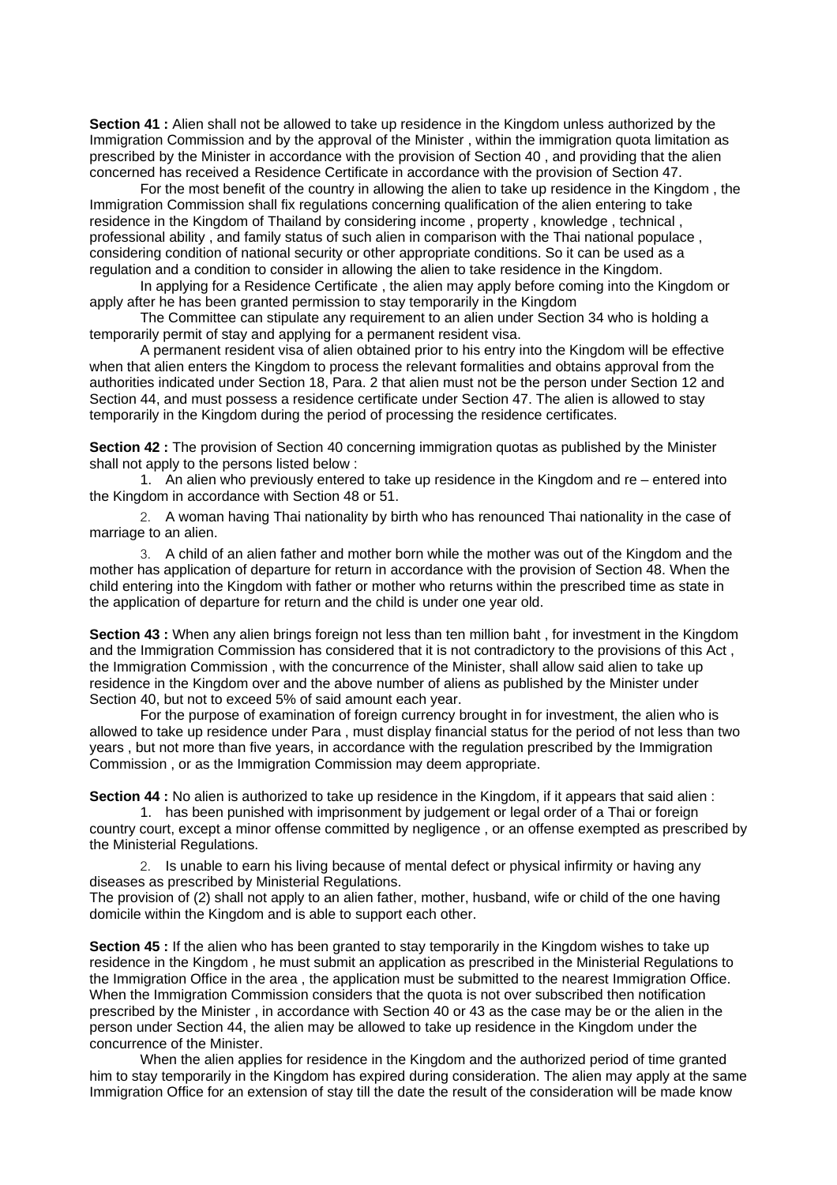**Section 41 :** Alien shall not be allowed to take up residence in the Kingdom unless authorized by the Immigration Commission and by the approval of the Minister , within the immigration quota limitation as prescribed by the Minister in accordance with the provision of Section 40 , and providing that the alien concerned has received a Residence Certificate in accordance with the provision of Section 47.

For the most benefit of the country in allowing the alien to take up residence in the Kingdom , the Immigration Commission shall fix regulations concerning qualification of the alien entering to take residence in the Kingdom of Thailand by considering income , property , knowledge , technical , professional ability , and family status of such alien in comparison with the Thai national populace , considering condition of national security or other appropriate conditions. So it can be used as a regulation and a condition to consider in allowing the alien to take residence in the Kingdom.

In applying for a Residence Certificate , the alien may apply before coming into the Kingdom or apply after he has been granted permission to stay temporarily in the Kingdom

The Committee can stipulate any requirement to an alien under Section 34 who is holding a temporarily permit of stay and applying for a permanent resident visa.

A permanent resident visa of alien obtained prior to his entry into the Kingdom will be effective when that alien enters the Kingdom to process the relevant formalities and obtains approval from the authorities indicated under Section 18, Para. 2 that alien must not be the person under Section 12 and Section 44, and must possess a residence certificate under Section 47. The alien is allowed to stay temporarily in the Kingdom during the period of processing the residence certificates.

**Section 42 :** The provision of Section 40 concerning immigration quotas as published by the Minister shall not apply to the persons listed below :

1. An alien who previously entered to take up residence in the Kingdom and re – entered into the Kingdom in accordance with Section 48 or 51.

2. A woman having Thai nationality by birth who has renounced Thai nationality in the case of marriage to an alien.

3. A child of an alien father and mother born while the mother was out of the Kingdom and the mother has application of departure for return in accordance with the provision of Section 48. When the child entering into the Kingdom with father or mother who returns within the prescribed time as state in the application of departure for return and the child is under one year old.

**Section 43 :** When any alien brings foreign not less than ten million baht , for investment in the Kingdom and the Immigration Commission has considered that it is not contradictory to the provisions of this Act , the Immigration Commission , with the concurrence of the Minister, shall allow said alien to take up residence in the Kingdom over and the above number of aliens as published by the Minister under Section 40, but not to exceed 5% of said amount each year.

For the purpose of examination of foreign currency brought in for investment, the alien who is allowed to take up residence under Para , must display financial status for the period of not less than two years , but not more than five years, in accordance with the regulation prescribed by the Immigration Commission , or as the Immigration Commission may deem appropriate.

**Section 44 :** No alien is authorized to take up residence in the Kingdom, if it appears that said alien :

1. has been punished with imprisonment by judgement or legal order of a Thai or foreign country court, except a minor offense committed by negligence , or an offense exempted as prescribed by the Ministerial Regulations.

2. Is unable to earn his living because of mental defect or physical infirmity or having any diseases as prescribed by Ministerial Regulations.

The provision of (2) shall not apply to an alien father, mother, husband, wife or child of the one having domicile within the Kingdom and is able to support each other.

**Section 45 :** If the alien who has been granted to stay temporarily in the Kingdom wishes to take up residence in the Kingdom , he must submit an application as prescribed in the Ministerial Regulations to the Immigration Office in the area , the application must be submitted to the nearest Immigration Office. When the Immigration Commission considers that the quota is not over subscribed then notification prescribed by the Minister , in accordance with Section 40 or 43 as the case may be or the alien in the person under Section 44, the alien may be allowed to take up residence in the Kingdom under the concurrence of the Minister.

When the alien applies for residence in the Kingdom and the authorized period of time granted him to stay temporarily in the Kingdom has expired during consideration. The alien may apply at the same Immigration Office for an extension of stay till the date the result of the consideration will be made know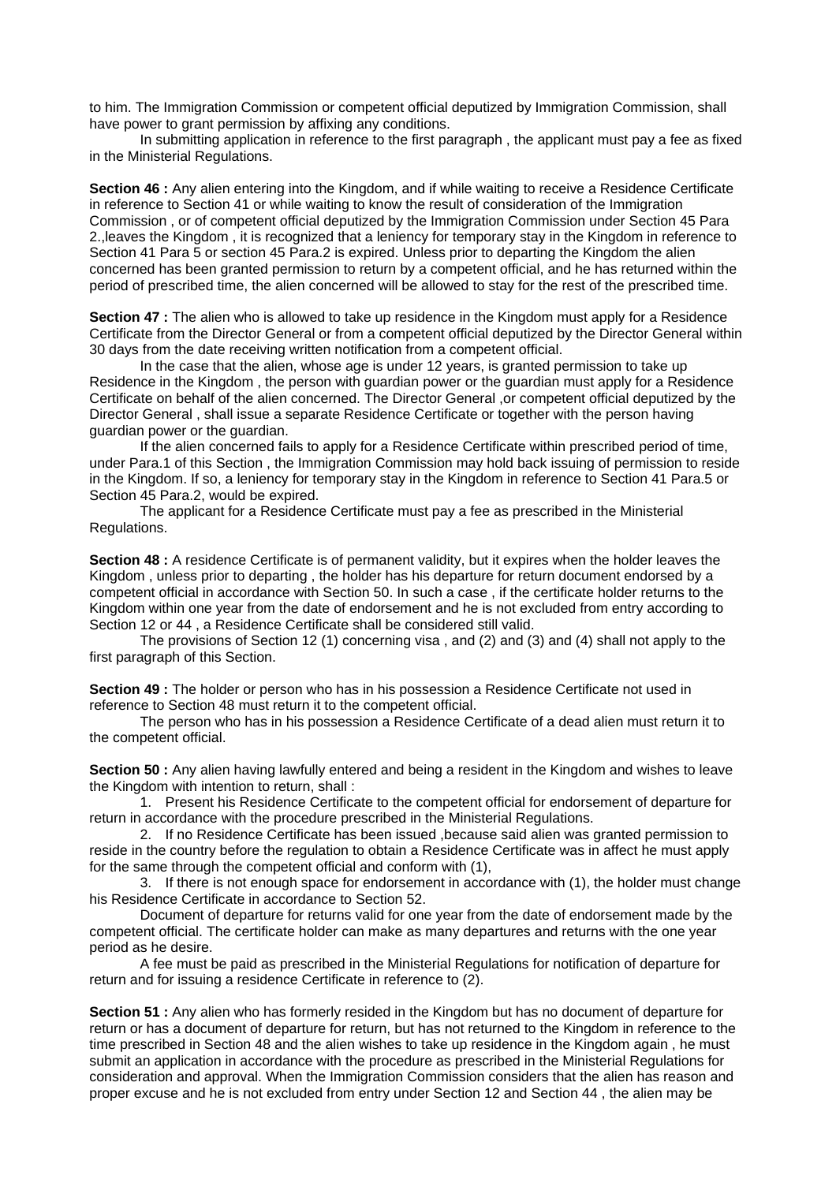to him. The Immigration Commission or competent official deputized by Immigration Commission, shall have power to grant permission by affixing any conditions.

In submitting application in reference to the first paragraph , the applicant must pay a fee as fixed in the Ministerial Regulations.

**Section 46 :** Any alien entering into the Kingdom, and if while waiting to receive a Residence Certificate in reference to Section 41 or while waiting to know the result of consideration of the Immigration Commission , or of competent official deputized by the Immigration Commission under Section 45 Para 2.,leaves the Kingdom , it is recognized that a leniency for temporary stay in the Kingdom in reference to Section 41 Para 5 or section 45 Para.2 is expired. Unless prior to departing the Kingdom the alien concerned has been granted permission to return by a competent official, and he has returned within the period of prescribed time, the alien concerned will be allowed to stay for the rest of the prescribed time.

**Section 47 :** The alien who is allowed to take up residence in the Kingdom must apply for a Residence Certificate from the Director General or from a competent official deputized by the Director General within 30 days from the date receiving written notification from a competent official.

In the case that the alien, whose age is under 12 years, is granted permission to take up Residence in the Kingdom , the person with guardian power or the guardian must apply for a Residence Certificate on behalf of the alien concerned. The Director General ,or competent official deputized by the Director General , shall issue a separate Residence Certificate or together with the person having guardian power or the guardian.

If the alien concerned fails to apply for a Residence Certificate within prescribed period of time, under Para.1 of this Section , the Immigration Commission may hold back issuing of permission to reside in the Kingdom. If so, a leniency for temporary stay in the Kingdom in reference to Section 41 Para.5 or Section 45 Para.2, would be expired.

The applicant for a Residence Certificate must pay a fee as prescribed in the Ministerial Regulations.

**Section 48 :** A residence Certificate is of permanent validity, but it expires when the holder leaves the Kingdom , unless prior to departing , the holder has his departure for return document endorsed by a competent official in accordance with Section 50. In such a case , if the certificate holder returns to the Kingdom within one year from the date of endorsement and he is not excluded from entry according to Section 12 or 44 , a Residence Certificate shall be considered still valid.

The provisions of Section 12 (1) concerning visa , and (2) and (3) and (4) shall not apply to the first paragraph of this Section.

**Section 49 :** The holder or person who has in his possession a Residence Certificate not used in reference to Section 48 must return it to the competent official.

The person who has in his possession a Residence Certificate of a dead alien must return it to the competent official.

**Section 50 :** Any alien having lawfully entered and being a resident in the Kingdom and wishes to leave the Kingdom with intention to return, shall :

1. Present his Residence Certificate to the competent official for endorsement of departure for return in accordance with the procedure prescribed in the Ministerial Regulations.
2. If no Residence Certificate has been issued ,because said alien was granted permission to reside in the country before the regulation to obtain a Residence Certificate was in affect he must apply for the same through the competent official and conform with (1),
3. If there is not enough space for endorsement in accordance with (1), the holder must change his Residence Certificate in accordance to Section 52.

Document of departure for returns valid for one year from the date of endorsement made by the competent official. The certificate holder can make as many departures and returns with the one year period as he desire.

A fee must be paid as prescribed in the Ministerial Regulations for notification of departure for return and for issuing a residence Certificate in reference to (2).

**Section 51 :** Any alien who has formerly resided in the Kingdom but has no document of departure for return or has a document of departure for return, but has not returned to the Kingdom in reference to the time prescribed in Section 48 and the alien wishes to take up residence in the Kingdom again , he must submit an application in accordance with the procedure as prescribed in the Ministerial Regulations for consideration and approval. When the Immigration Commission considers that the alien has reason and proper excuse and he is not excluded from entry under Section 12 and Section 44 , the alien may be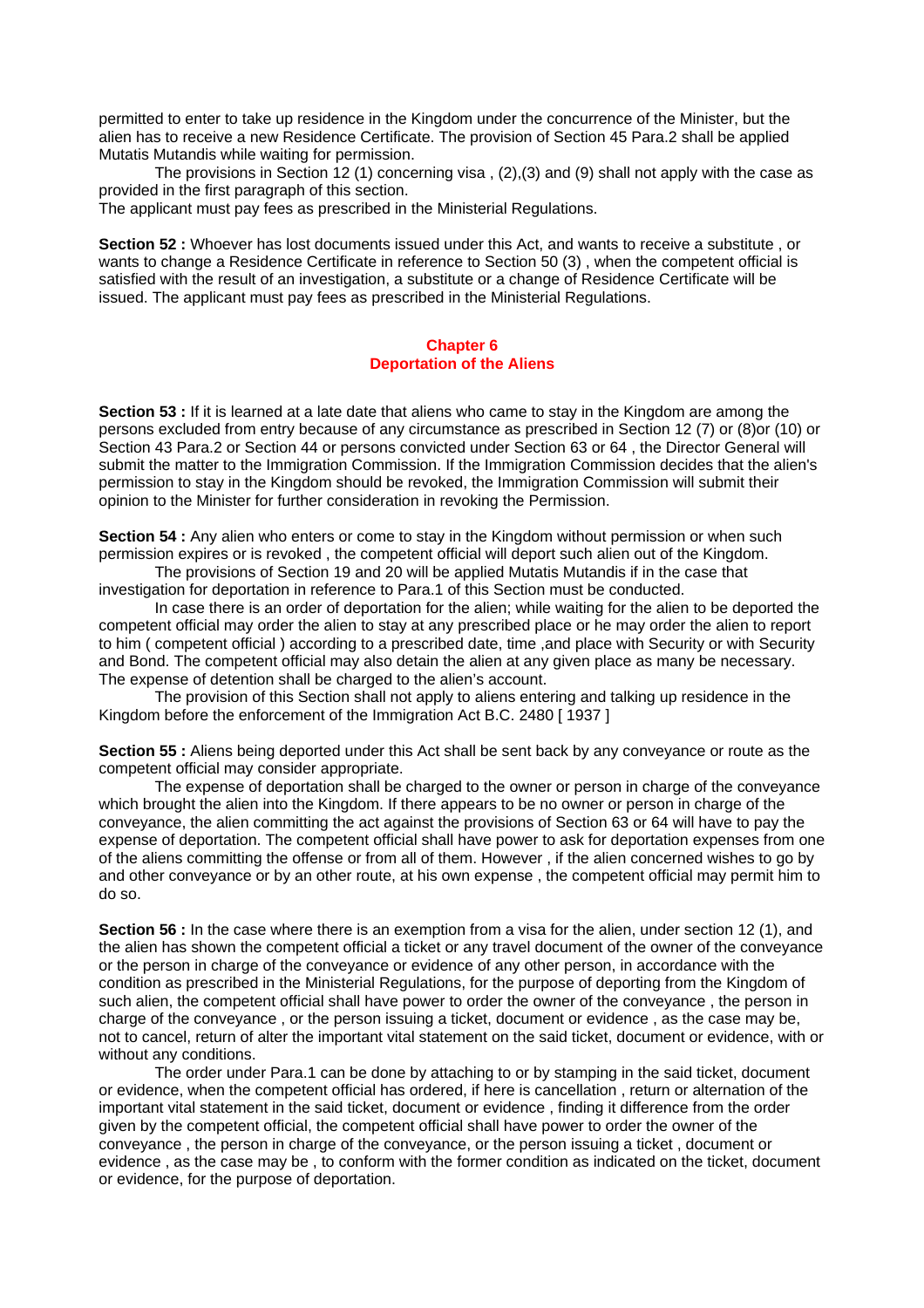permitted to enter to take up residence in the Kingdom under the concurrence of the Minister, but the alien has to receive a new Residence Certificate. The provision of Section 45 Para.2 shall be applied Mutatis Mutandis while waiting for permission.

The provisions in Section 12 (1) concerning visa , (2),(3) and (9) shall not apply with the case as provided in the first paragraph of this section.

The applicant must pay fees as prescribed in the Ministerial Regulations.

**Section 52 :** Whoever has lost documents issued under this Act, and wants to receive a substitute , or wants to change a Residence Certificate in reference to Section 50 (3) , when the competent official is satisfied with the result of an investigation, a substitute or a change of Residence Certificate will be issued. The applicant must pay fees as prescribed in the Ministerial Regulations.

## Chapter 6
## Deportation of the Aliens

**Section 53 :** If it is learned at a late date that aliens who came to stay in the Kingdom are among the persons excluded from entry because of any circumstance as prescribed in Section 12 (7) or (8)or (10) or Section 43 Para.2 or Section 44 or persons convicted under Section 63 or 64 , the Director General will submit the matter to the Immigration Commission. If the Immigration Commission decides that the alien's permission to stay in the Kingdom should be revoked, the Immigration Commission will submit their opinion to the Minister for further consideration in revoking the Permission.

**Section 54 :** Any alien who enters or come to stay in the Kingdom without permission or when such permission expires or is revoked , the competent official will deport such alien out of the Kingdom.

The provisions of Section 19 and 20 will be applied Mutatis Mutandis if in the case that investigation for deportation in reference to Para.1 of this Section must be conducted.

In case there is an order of deportation for the alien; while waiting for the alien to be deported the competent official may order the alien to stay at any prescribed place or he may order the alien to report to him ( competent official ) according to a prescribed date, time ,and place with Security or with Security and Bond. The competent official may also detain the alien at any given place as many be necessary. The expense of detention shall be charged to the alien's account.

The provision of this Section shall not apply to aliens entering and talking up residence in the Kingdom before the enforcement of the Immigration Act B.C. 2480 [ 1937 ]

**Section 55 :** Aliens being deported under this Act shall be sent back by any conveyance or route as the competent official may consider appropriate.

The expense of deportation shall be charged to the owner or person in charge of the conveyance which brought the alien into the Kingdom. If there appears to be no owner or person in charge of the conveyance, the alien committing the act against the provisions of Section 63 or 64 will have to pay the expense of deportation. The competent official shall have power to ask for deportation expenses from one of the aliens committing the offense or from all of them. However , if the alien concerned wishes to go by and other conveyance or by an other route, at his own expense , the competent official may permit him to do so.

**Section 56 :** In the case where there is an exemption from a visa for the alien, under section 12 (1), and the alien has shown the competent official a ticket or any travel document of the owner of the conveyance or the person in charge of the conveyance or evidence of any other person, in accordance with the condition as prescribed in the Ministerial Regulations, for the purpose of deporting from the Kingdom of such alien, the competent official shall have power to order the owner of the conveyance , the person in charge of the conveyance , or the person issuing a ticket, document or evidence , as the case may be, not to cancel, return of alter the important vital statement on the said ticket, document or evidence, with or without any conditions.

The order under Para.1 can be done by attaching to or by stamping in the said ticket, document or evidence, when the competent official has ordered, if here is cancellation , return or alternation of the important vital statement in the said ticket, document or evidence , finding it difference from the order given by the competent official, the competent official shall have power to order the owner of the conveyance , the person in charge of the conveyance, or the person issuing a ticket , document or evidence , as the case may be , to conform with the former condition as indicated on the ticket, document or evidence, for the purpose of deportation.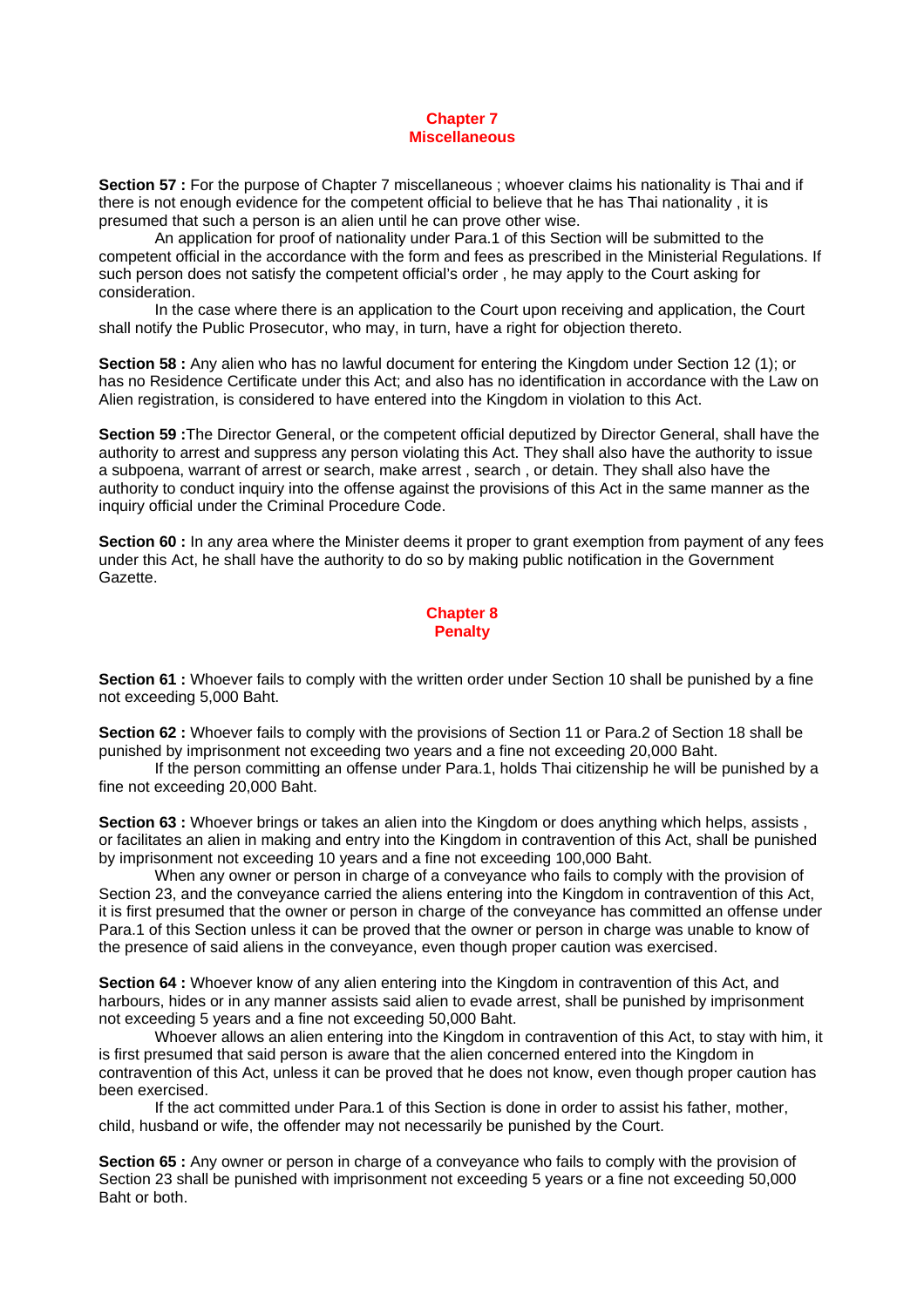## Chapter 7
## Miscellaneous

**Section 57 :** For the purpose of Chapter 7 miscellaneous ; whoever claims his nationality is Thai and if there is not enough evidence for the competent official to believe that he has Thai nationality , it is presumed that such a person is an alien until he can prove other wise.

An application for proof of nationality under Para.1 of this Section will be submitted to the competent official in the accordance with the form and fees as prescribed in the Ministerial Regulations. If such person does not satisfy the competent official's order , he may apply to the Court asking for consideration.

In the case where there is an application to the Court upon receiving and application, the Court shall notify the Public Prosecutor, who may, in turn, have a right for objection thereto.

**Section 58 :** Any alien who has no lawful document for entering the Kingdom under Section 12 (1); or has no Residence Certificate under this Act; and also has no identification in accordance with the Law on Alien registration, is considered to have entered into the Kingdom in violation to this Act.

**Section 59 :**The Director General, or the competent official deputized by Director General, shall have the authority to arrest and suppress any person violating this Act. They shall also have the authority to issue a subpoena, warrant of arrest or search, make arrest , search , or detain. They shall also have the authority to conduct inquiry into the offense against the provisions of this Act in the same manner as the inquiry official under the Criminal Procedure Code.

**Section 60 :** In any area where the Minister deems it proper to grant exemption from payment of any fees under this Act, he shall have the authority to do so by making public notification in the Government Gazette.

## Chapter 8
## Penalty

**Section 61 :** Whoever fails to comply with the written order under Section 10 shall be punished by a fine not exceeding 5,000 Baht.

**Section 62 :** Whoever fails to comply with the provisions of Section 11 or Para.2 of Section 18 shall be punished by imprisonment not exceeding two years and a fine not exceeding 20,000 Baht.

If the person committing an offense under Para.1, holds Thai citizenship he will be punished by a fine not exceeding 20,000 Baht.

**Section 63 :** Whoever brings or takes an alien into the Kingdom or does anything which helps, assists , or facilitates an alien in making and entry into the Kingdom in contravention of this Act, shall be punished by imprisonment not exceeding 10 years and a fine not exceeding 100,000 Baht.

When any owner or person in charge of a conveyance who fails to comply with the provision of Section 23, and the conveyance carried the aliens entering into the Kingdom in contravention of this Act, it is first presumed that the owner or person in charge of the conveyance has committed an offense under Para.1 of this Section unless it can be proved that the owner or person in charge was unable to know of the presence of said aliens in the conveyance, even though proper caution was exercised.

**Section 64 :** Whoever know of any alien entering into the Kingdom in contravention of this Act, and harbours, hides or in any manner assists said alien to evade arrest, shall be punished by imprisonment not exceeding 5 years and a fine not exceeding 50,000 Baht.

Whoever allows an alien entering into the Kingdom in contravention of this Act, to stay with him, it is first presumed that said person is aware that the alien concerned entered into the Kingdom in contravention of this Act, unless it can be proved that he does not know, even though proper caution has been exercised.

If the act committed under Para.1 of this Section is done in order to assist his father, mother, child, husband or wife, the offender may not necessarily be punished by the Court.

**Section 65 :** Any owner or person in charge of a conveyance who fails to comply with the provision of Section 23 shall be punished with imprisonment not exceeding 5 years or a fine not exceeding 50,000 Baht or both.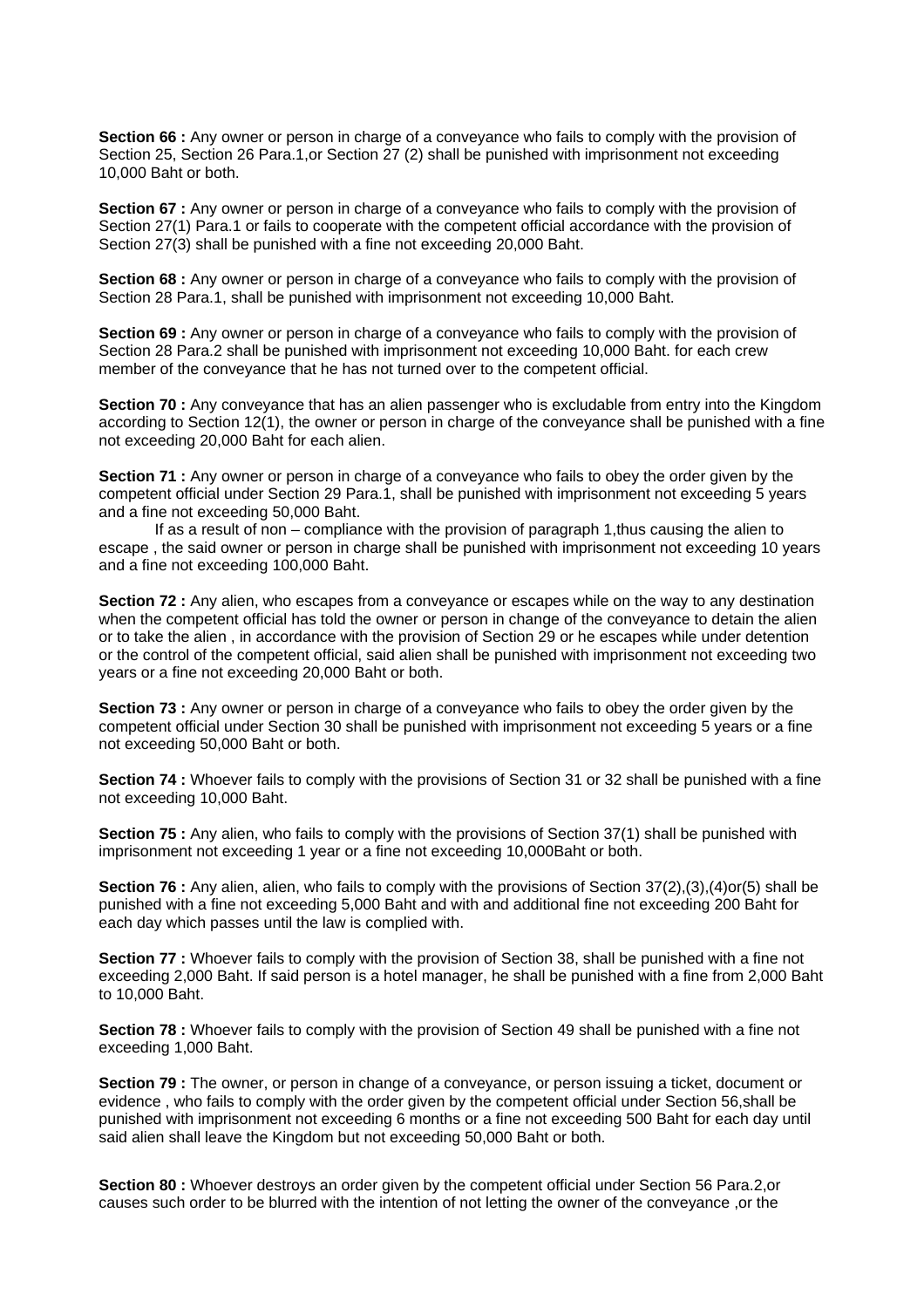**Section 66 :** Any owner or person in charge of a conveyance who fails to comply with the provision of Section 25, Section 26 Para.1,or Section 27 (2) shall be punished with imprisonment not exceeding 10,000 Baht or both.

**Section 67 :** Any owner or person in charge of a conveyance who fails to comply with the provision of Section 27(1) Para.1 or fails to cooperate with the competent official accordance with the provision of Section 27(3) shall be punished with a fine not exceeding 20,000 Baht.

**Section 68 :** Any owner or person in charge of a conveyance who fails to comply with the provision of Section 28 Para.1, shall be punished with imprisonment not exceeding 10,000 Baht.

**Section 69 :** Any owner or person in charge of a conveyance who fails to comply with the provision of Section 28 Para.2 shall be punished with imprisonment not exceeding 10,000 Baht. for each crew member of the conveyance that he has not turned over to the competent official.

**Section 70 :** Any conveyance that has an alien passenger who is excludable from entry into the Kingdom according to Section 12(1), the owner or person in charge of the conveyance shall be punished with a fine not exceeding 20,000 Baht for each alien.

**Section 71 :** Any owner or person in charge of a conveyance who fails to obey the order given by the competent official under Section 29 Para.1, shall be punished with imprisonment not exceeding 5 years and a fine not exceeding 50,000 Baht.

If as a result of non – compliance with the provision of paragraph 1,thus causing the alien to escape , the said owner or person in charge shall be punished with imprisonment not exceeding 10 years and a fine not exceeding 100,000 Baht.

**Section 72 :** Any alien, who escapes from a conveyance or escapes while on the way to any destination when the competent official has told the owner or person in change of the conveyance to detain the alien or to take the alien , in accordance with the provision of Section 29 or he escapes while under detention or the control of the competent official, said alien shall be punished with imprisonment not exceeding two years or a fine not exceeding 20,000 Baht or both.

**Section 73 :** Any owner or person in charge of a conveyance who fails to obey the order given by the competent official under Section 30 shall be punished with imprisonment not exceeding 5 years or a fine not exceeding 50,000 Baht or both.

**Section 74 :** Whoever fails to comply with the provisions of Section 31 or 32 shall be punished with a fine not exceeding 10,000 Baht.

**Section 75 :** Any alien, who fails to comply with the provisions of Section 37(1) shall be punished with imprisonment not exceeding 1 year or a fine not exceeding 10,000Baht or both.

**Section 76 :** Any alien, alien, who fails to comply with the provisions of Section 37(2),(3),(4)or(5) shall be punished with a fine not exceeding 5,000 Baht and with and additional fine not exceeding 200 Baht for each day which passes until the law is complied with.

**Section 77 :** Whoever fails to comply with the provision of Section 38, shall be punished with a fine not exceeding 2,000 Baht. If said person is a hotel manager, he shall be punished with a fine from 2,000 Baht to 10,000 Baht.

**Section 78 :** Whoever fails to comply with the provision of Section 49 shall be punished with a fine not exceeding 1,000 Baht.

**Section 79 :** The owner, or person in change of a conveyance, or person issuing a ticket, document or evidence , who fails to comply with the order given by the competent official under Section 56,shall be punished with imprisonment not exceeding 6 months or a fine not exceeding 500 Baht for each day until said alien shall leave the Kingdom but not exceeding 50,000 Baht or both.

**Section 80 :** Whoever destroys an order given by the competent official under Section 56 Para.2,or causes such order to be blurred with the intention of not letting the owner of the conveyance ,or the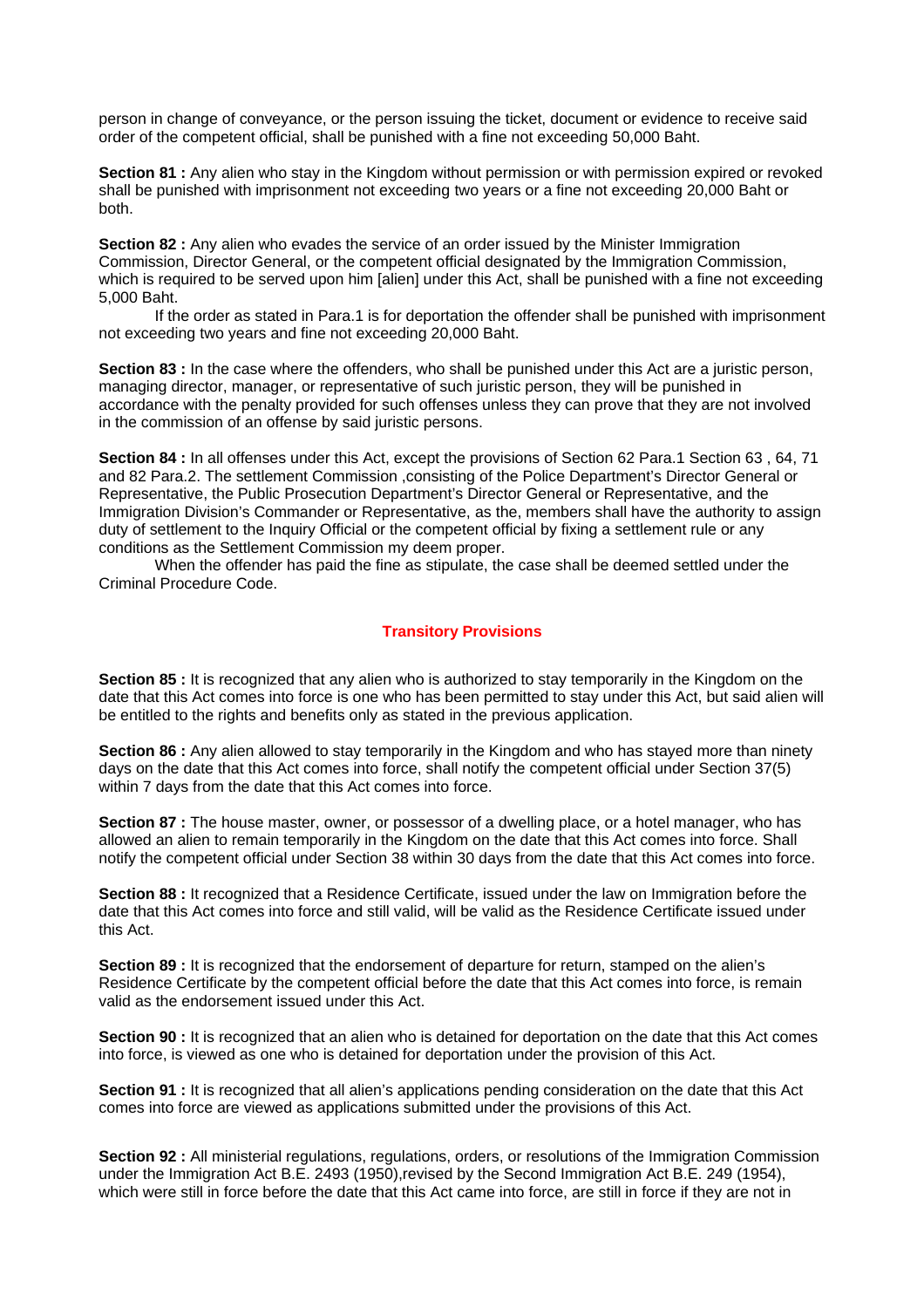person in change of conveyance, or the person issuing the ticket, document or evidence to receive said order of the competent official, shall be punished with a fine not exceeding 50,000 Baht.

**Section 81 :** Any alien who stay in the Kingdom without permission or with permission expired or revoked shall be punished with imprisonment not exceeding two years or a fine not exceeding 20,000 Baht or both.

**Section 82 :** Any alien who evades the service of an order issued by the Minister Immigration Commission, Director General, or the competent official designated by the Immigration Commission, which is required to be served upon him [alien] under this Act, shall be punished with a fine not exceeding 5,000 Baht.

If the order as stated in Para.1 is for deportation the offender shall be punished with imprisonment not exceeding two years and fine not exceeding 20,000 Baht.

**Section 83 :** In the case where the offenders, who shall be punished under this Act are a juristic person, managing director, manager, or representative of such juristic person, they will be punished in accordance with the penalty provided for such offenses unless they can prove that they are not involved in the commission of an offense by said juristic persons.

**Section 84 :** In all offenses under this Act, except the provisions of Section 62 Para.1 Section 63 , 64, 71 and 82 Para.2. The settlement Commission ,consisting of the Police Department's Director General or Representative, the Public Prosecution Department's Director General or Representative, and the Immigration Division's Commander or Representative, as the, members shall have the authority to assign duty of settlement to the Inquiry Official or the competent official by fixing a settlement rule or any conditions as the Settlement Commission my deem proper.

When the offender has paid the fine as stipulate, the case shall be deemed settled under the Criminal Procedure Code.

## Transitory Provisions

**Section 85 :** It is recognized that any alien who is authorized to stay temporarily in the Kingdom on the date that this Act comes into force is one who has been permitted to stay under this Act, but said alien will be entitled to the rights and benefits only as stated in the previous application.

**Section 86 :** Any alien allowed to stay temporarily in the Kingdom and who has stayed more than ninety days on the date that this Act comes into force, shall notify the competent official under Section 37(5) within 7 days from the date that this Act comes into force.

**Section 87 :** The house master, owner, or possessor of a dwelling place, or a hotel manager, who has allowed an alien to remain temporarily in the Kingdom on the date that this Act comes into force. Shall notify the competent official under Section 38 within 30 days from the date that this Act comes into force.

**Section 88 :** It recognized that a Residence Certificate, issued under the law on Immigration before the date that this Act comes into force and still valid, will be valid as the Residence Certificate issued under this Act.

**Section 89 :** It is recognized that the endorsement of departure for return, stamped on the alien's Residence Certificate by the competent official before the date that this Act comes into force, is remain valid as the endorsement issued under this Act.

**Section 90 :** It is recognized that an alien who is detained for deportation on the date that this Act comes into force, is viewed as one who is detained for deportation under the provision of this Act.

**Section 91 :** It is recognized that all alien's applications pending consideration on the date that this Act comes into force are viewed as applications submitted under the provisions of this Act.

**Section 92 :** All ministerial regulations, regulations, orders, or resolutions of the Immigration Commission under the Immigration Act B.E. 2493 (1950),revised by the Second Immigration Act B.E. 249 (1954), which were still in force before the date that this Act came into force, are still in force if they are not in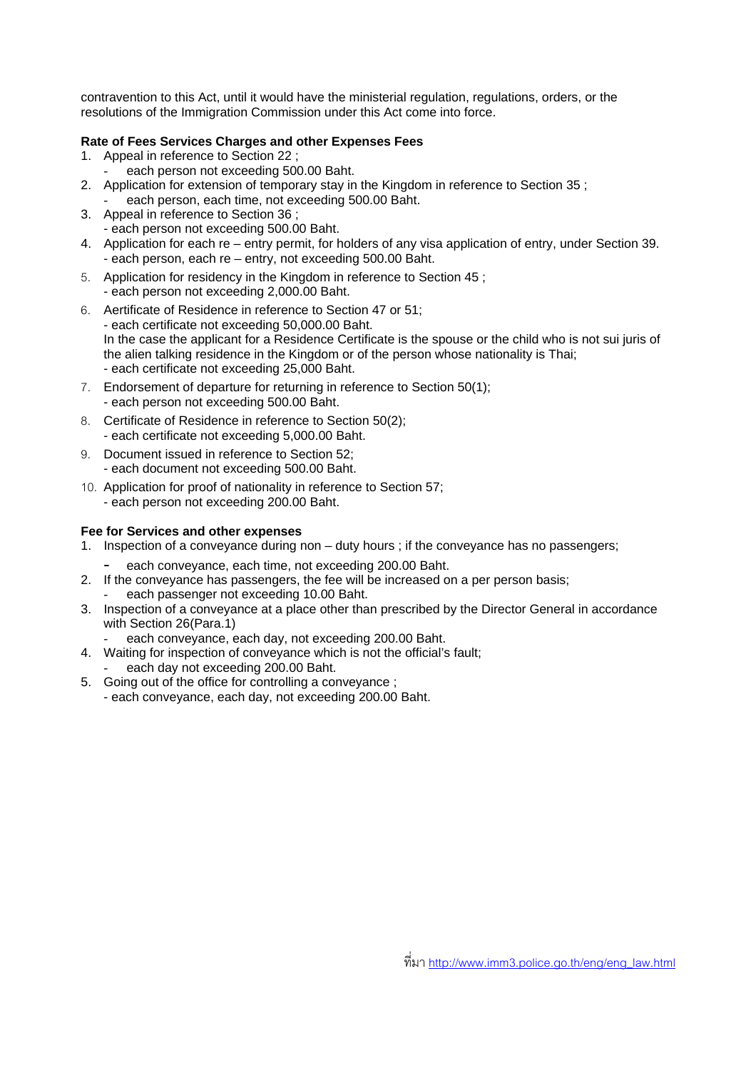contravention to this Act, until it would have the ministerial regulation, regulations, orders, or the resolutions of the Immigration Commission under this Act come into force.

**Rate of Fees Services Charges and other Expenses Fees**

1. Appeal in reference to Section 22 ;
   - each person not exceeding 500.00 Baht.
2. Application for extension of temporary stay in the Kingdom in reference to Section 35 ;
   - each person, each time, not exceeding 500.00 Baht.
3. Appeal in reference to Section 36 ;
   - each person not exceeding 500.00 Baht.
4. Application for each re – entry permit, for holders of any visa application of entry, under Section 39.
   - each person, each re – entry, not exceeding 500.00 Baht.
5. Application for residency in the Kingdom in reference to Section 45 ;
   - each person not exceeding 2,000.00 Baht.
6. Aertificate of Residence in reference to Section 47 or 51;
   - each certificate not exceeding 50,000.00 Baht.

   In the case the applicant for a Residence Certificate is the spouse or the child who is not sui juris of the alien talking residence in the Kingdom or of the person whose nationality is Thai;
   - each certificate not exceeding 25,000 Baht.
7. Endorsement of departure for returning in reference to Section 50(1);
   - each person not exceeding 500.00 Baht.
8. Certificate of Residence in reference to Section 50(2);
   - each certificate not exceeding 5,000.00 Baht.
9. Document issued in reference to Section 52;
   - each document not exceeding 500.00 Baht.
10. Application for proof of nationality in reference to Section 57;
    - each person not exceeding 200.00 Baht.

**Fee for Services and other expenses**

1. Inspection of a conveyance during non – duty hours ; if the conveyance has no passengers;
   - each conveyance, each time, not exceeding 200.00 Baht.
2. If the conveyance has passengers, the fee will be increased on a per person basis;
   - each passenger not exceeding 10.00 Baht.
3. Inspection of a conveyance at a place other than prescribed by the Director General in accordance with Section 26(Para.1)
   - each conveyance, each day, not exceeding 200.00 Baht.
4. Waiting for inspection of conveyance which is not the official's fault;
   - each day not exceeding 200.00 Baht.
5. Going out of the office for controlling a conveyance ;
   - each conveyance, each day, not exceeding 200.00 Baht.

ที่มา http://www.imm3.police.go.th/eng/eng_law.html